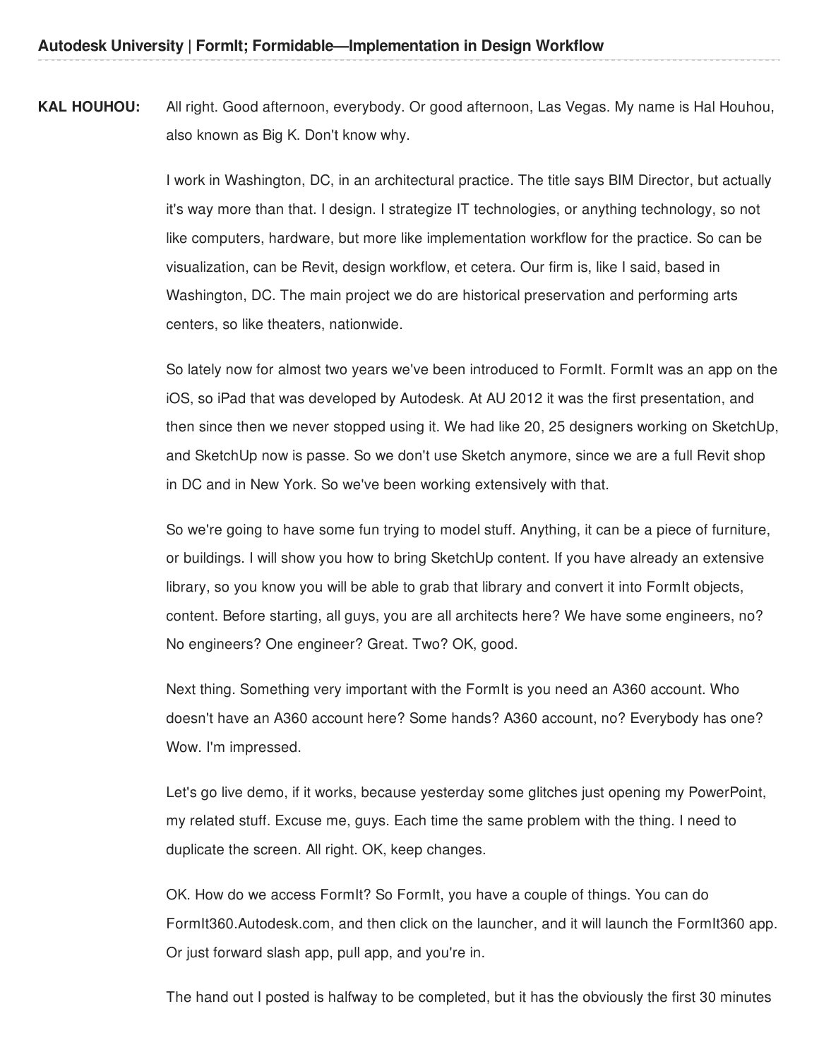**KAL HOUHOU:** All right. Good afternoon, everybody. Or good afternoon, Las Vegas. My name is Hal Houhou, also known as Big K. Don't know why.

I work in Washington, DC, in an architectural practice. The title says BIM Director, but actually it's way more than that. I design. I strategize IT technologies, or anything technology, so not like computers, hardware, but more like implementation workflow for the practice. So can be visualization, can be Revit, design workflow, et cetera. Our firm is, like I said, based in Washington, DC. The main project we do are historical preservation and performing arts centers, so like theaters, nationwide.

So lately now for almost two years we've been introduced to FormIt. FormIt was an app on the iOS, so iPad that was developed by Autodesk. At AU 2012 it was the first presentation, and then since then we never stopped using it. We had like 20, 25 designers working on SketchUp, and SketchUp now is passe. So we don't use Sketch anymore, since we are a full Revit shop in DC and in New York. So we've been working extensively with that.

So we're going to have some fun trying to model stuff. Anything, it can be a piece of furniture, or buildings. I will show you how to bring SketchUp content. If you have already an extensive library, so you know you will be able to grab that library and convert it into FormIt objects, content. Before starting, all guys, you are all architects here? We have some engineers, no? No engineers? One engineer? Great. Two? OK, good.

Next thing. Something very important with the FormIt is you need an A360 account. Who doesn't have an A360 account here? Some hands? A360 account, no? Everybody has one? Wow. I'm impressed.

Let's go live demo, if it works, because yesterday some glitches just opening my PowerPoint, my related stuff. Excuse me, guys. Each time the same problem with the thing. I need to duplicate the screen. All right. OK, keep changes.

OK. How do we access FormIt? So FormIt, you have a couple of things. You can do FormIt360.Autodesk.com, and then click on the launcher, and it will launch the FormIt360 app. Or just forward slash app, pull app, and you're in.

The hand out I posted is halfway to be completed, but it has the obviously the first 30 minutes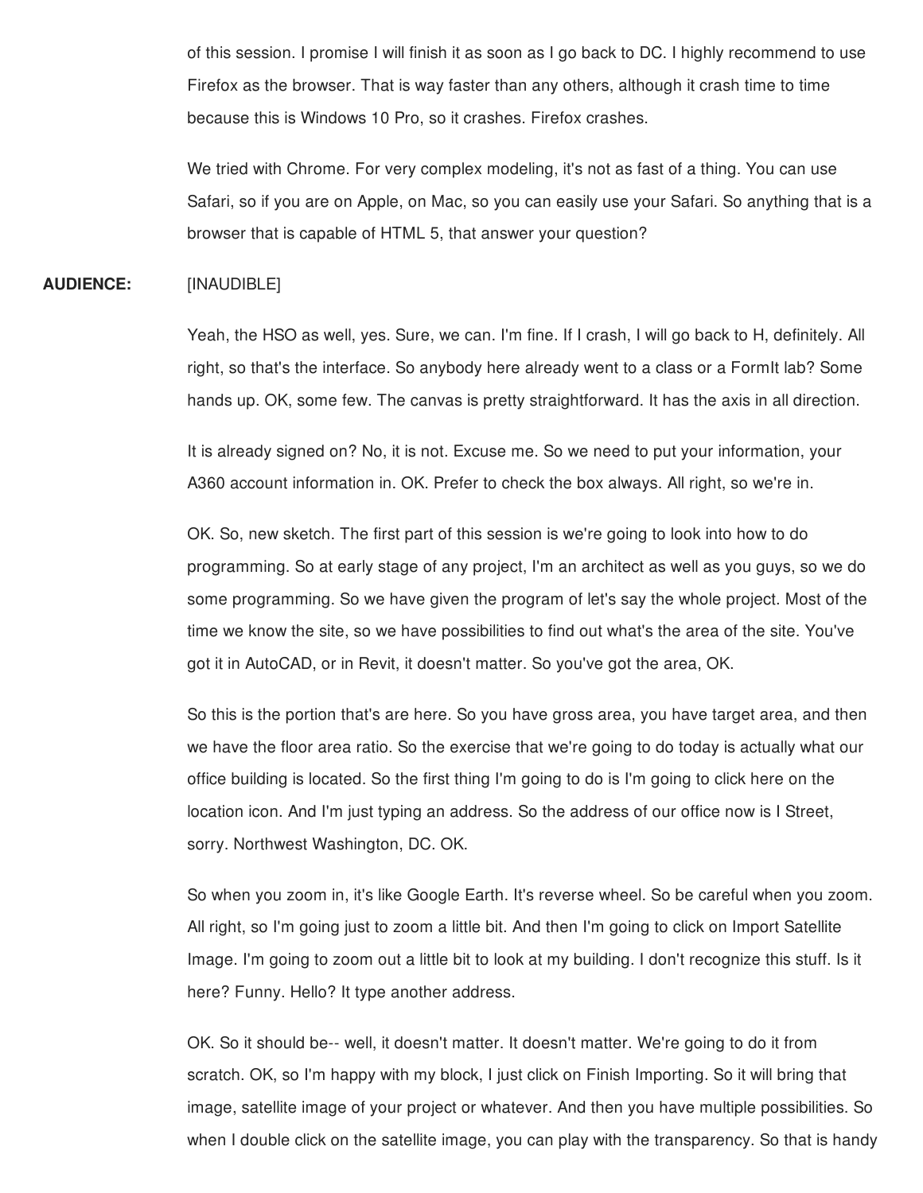of this session. I promise I will finish it as soon as I go back to DC. I highly recommend to use Firefox as the browser. That is way faster than any others, although it crash time to time because this is Windows 10 Pro, so it crashes. Firefox crashes.

We tried with Chrome. For very complex modeling, it's not as fast of a thing. You can use Safari, so if you are on Apple, on Mac, so you can easily use your Safari. So anything that is a browser that is capable of HTML 5, that answer your question?

**AUDIENCE:** [INAUDIBLE]

Yeah, the HSO as well, yes. Sure, we can. I'm fine. If I crash, I will go back to H, definitely. All right, so that's the interface. So anybody here already went to a class or a FormIt lab? Some hands up. OK, some few. The canvas is pretty straightforward. It has the axis in all direction.

It is already signed on? No, it is not. Excuse me. So we need to put your information, your A360 account information in. OK. Prefer to check the box always. All right, so we're in.

OK. So, new sketch. The first part of this session is we're going to look into how to do programming. So at early stage of any project, I'm an architect as well as you guys, so we do some programming. So we have given the program of let's say the whole project. Most of the time we know the site, so we have possibilities to find out what's the area of the site. You've got it in AutoCAD, or in Revit, it doesn't matter. So you've got the area, OK.

So this is the portion that's are here. So you have gross area, you have target area, and then we have the floor area ratio. So the exercise that we're going to do today is actually what our office building is located. So the first thing I'm going to do is I'm going to click here on the location icon. And I'm just typing an address. So the address of our office now is I Street, sorry. Northwest Washington, DC. OK.

So when you zoom in, it's like Google Earth. It's reverse wheel. So be careful when you zoom. All right, so I'm going just to zoom a little bit. And then I'm going to click on Import Satellite Image. I'm going to zoom out a little bit to look at my building. I don't recognize this stuff. Is it here? Funny. Hello? It type another address.

OK. So it should be-- well, it doesn't matter. It doesn't matter. We're going to do it from scratch. OK, so I'm happy with my block, I just click on Finish Importing. So it will bring that image, satellite image of your project or whatever. And then you have multiple possibilities. So when I double click on the satellite image, you can play with the transparency. So that is handy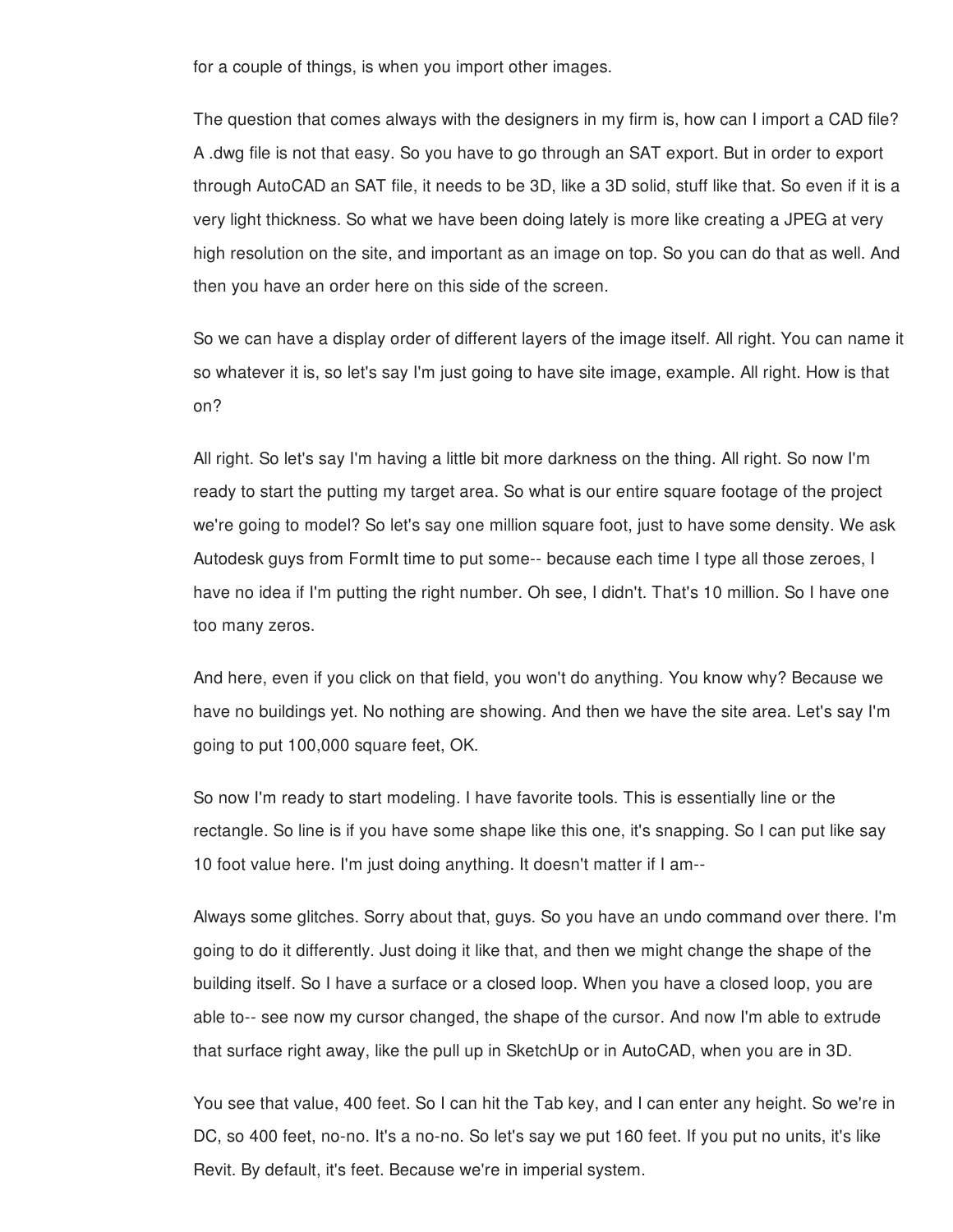for a couple of things, is when you import other images.

The question that comes always with the designers in my firm is, how can I import a CAD file? A .dwg file is not that easy. So you have to go through an SAT export. But in order to export through AutoCAD an SAT file, it needs to be 3D, like a 3D solid, stuff like that. So even if it is a very light thickness. So what we have been doing lately is more like creating a JPEG at very high resolution on the site, and important as an image on top. So you can do that as well. And then you have an order here on this side of the screen.

So we can have a display order of different layers of the image itself. All right. You can name it so whatever it is, so let's say I'm just going to have site image, example. All right. How is that on?

All right. So let's say I'm having a little bit more darkness on the thing. All right. So now I'm ready to start the putting my target area. So what is our entire square footage of the project we're going to model? So let's say one million square foot, just to have some density. We ask Autodesk guys from FormIt time to put some-- because each time I type all those zeroes, I have no idea if I'm putting the right number. Oh see, I didn't. That's 10 million. So I have one too many zeros.

And here, even if you click on that field, you won't do anything. You know why? Because we have no buildings yet. No nothing are showing. And then we have the site area. Let's say I'm going to put 100,000 square feet, OK.

So now I'm ready to start modeling. I have favorite tools. This is essentially line or the rectangle. So line is if you have some shape like this one, it's snapping. So I can put like say 10 foot value here. I'm just doing anything. It doesn't matter if I am--

Always some glitches. Sorry about that, guys. So you have an undo command over there. I'm going to do it differently. Just doing it like that, and then we might change the shape of the building itself. So I have a surface or a closed loop. When you have a closed loop, you are able to-- see now my cursor changed, the shape of the cursor. And now I'm able to extrude that surface right away, like the pull up in SketchUp or in AutoCAD, when you are in 3D.

You see that value, 400 feet. So I can hit the Tab key, and I can enter any height. So we're in DC, so 400 feet, no-no. It's a no-no. So let's say we put 160 feet. If you put no units, it's like Revit. By default, it's feet. Because we're in imperial system.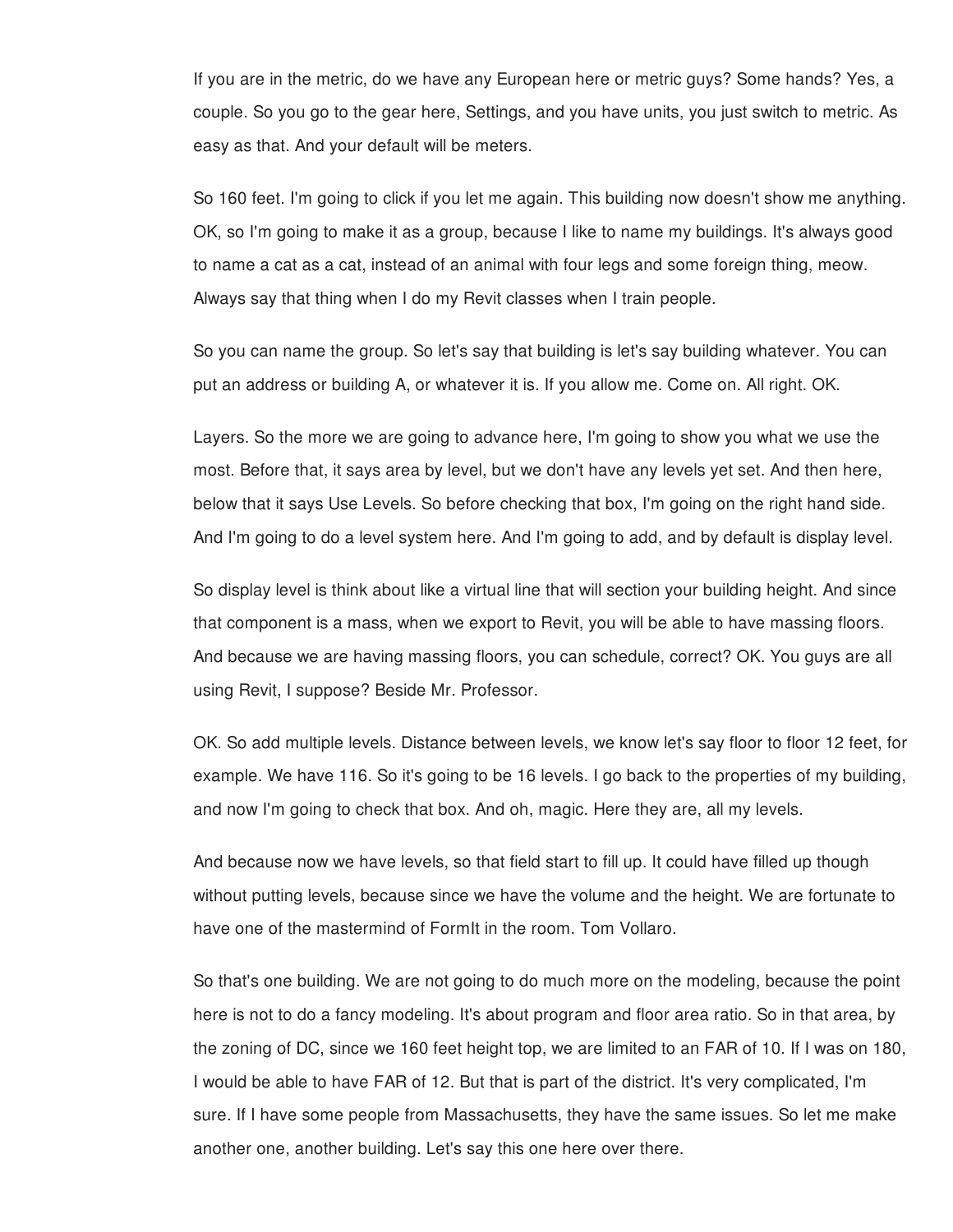If you are in the metric, do we have any European here or metric guys? Some hands? Yes, a couple. So you go to the gear here, Settings, and you have units, you just switch to metric. As easy as that. And your default will be meters.

So 160 feet. I'm going to click if you let me again. This building now doesn't show me anything. OK, so I'm going to make it as a group, because I like to name my buildings. It's always good to name a cat as a cat, instead of an animal with four legs and some foreign thing, meow. Always say that thing when I do my Revit classes when I train people.

So you can name the group. So let's say that building is let's say building whatever. You can put an address or building A, or whatever it is. If you allow me. Come on. All right. OK.

Layers. So the more we are going to advance here, I'm going to show you what we use the most. Before that, it says area by level, but we don't have any levels yet set. And then here, below that it says Use Levels. So before checking that box, I'm going on the right hand side. And I'm going to do a level system here. And I'm going to add, and by default is display level.

So display level is think about like a virtual line that will section your building height. And since that component is a mass, when we export to Revit, you will be able to have massing floors. And because we are having massing floors, you can schedule, correct? OK. You guys are all using Revit, I suppose? Beside Mr. Professor.

OK. So add multiple levels. Distance between levels, we know let's say floor to floor 12 feet, for example. We have 116. So it's going to be 16 levels. I go back to the properties of my building, and now I'm going to check that box. And oh, magic. Here they are, all my levels.

And because now we have levels, so that field start to fill up. It could have filled up though without putting levels, because since we have the volume and the height. We are fortunate to have one of the mastermind of FormIt in the room. Tom Vollaro.

So that's one building. We are not going to do much more on the modeling, because the point here is not to do a fancy modeling. It's about program and floor area ratio. So in that area, by the zoning of DC, since we 160 feet height top, we are limited to an FAR of 10. If I was on 180, I would be able to have FAR of 12. But that is part of the district. It's very complicated, I'm sure. If I have some people from Massachusetts, they have the same issues. So let me make another one, another building. Let's say this one here over there.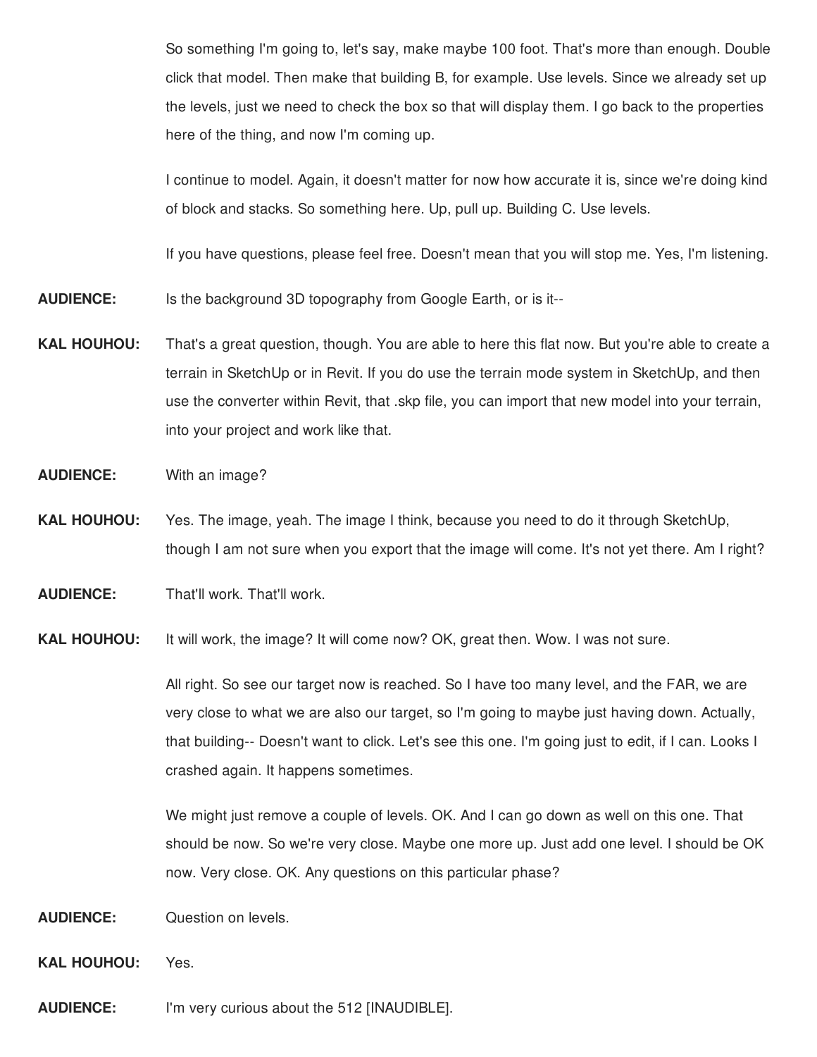So something I'm going to, let's say, make maybe 100 foot. That's more than enough. Double click that model. Then make that building B, for example. Use levels. Since we already set up the levels, just we need to check the box so that will display them. I go back to the properties here of the thing, and now I'm coming up.

I continue to model. Again, it doesn't matter for now how accurate it is, since we're doing kind of block and stacks. So something here. Up, pull up. Building C. Use levels.

If you have questions, please feel free. Doesn't mean that you will stop me. Yes, I'm listening.

**AUDIENCE:** Is the background 3D topography from Google Earth, or is it--

**KAL HOUHOU:** That's a great question, though. You are able to here this flat now. But you're able to create a terrain in SketchUp or in Revit. If you do use the terrain mode system in SketchUp, and then use the converter within Revit, that .skp file, you can import that new model into your terrain, into your project and work like that.

**AUDIENCE:** With an image?

**KAL HOUHOU:** Yes. The image, yeah. The image I think, because you need to do it through SketchUp, though I am not sure when you export that the image will come. It's not yet there. Am I right?

**AUDIENCE:** That'll work. That'll work.

**KAL HOUHOU:** It will work, the image? It will come now? OK, great then. Wow. I was not sure.

All right. So see our target now is reached. So I have too many level, and the FAR, we are very close to what we are also our target, so I'm going to maybe just having down. Actually, that building-- Doesn't want to click. Let's see this one. I'm going just to edit, if I can. Looks I crashed again. It happens sometimes.

We might just remove a couple of levels. OK. And I can go down as well on this one. That should be now. So we're very close. Maybe one more up. Just add one level. I should be OK now. Very close. OK. Any questions on this particular phase?

**AUDIENCE:** Question on levels.

**KAL HOUHOU:** Yes.

**AUDIENCE:** I'm very curious about the 512 [INAUDIBLE].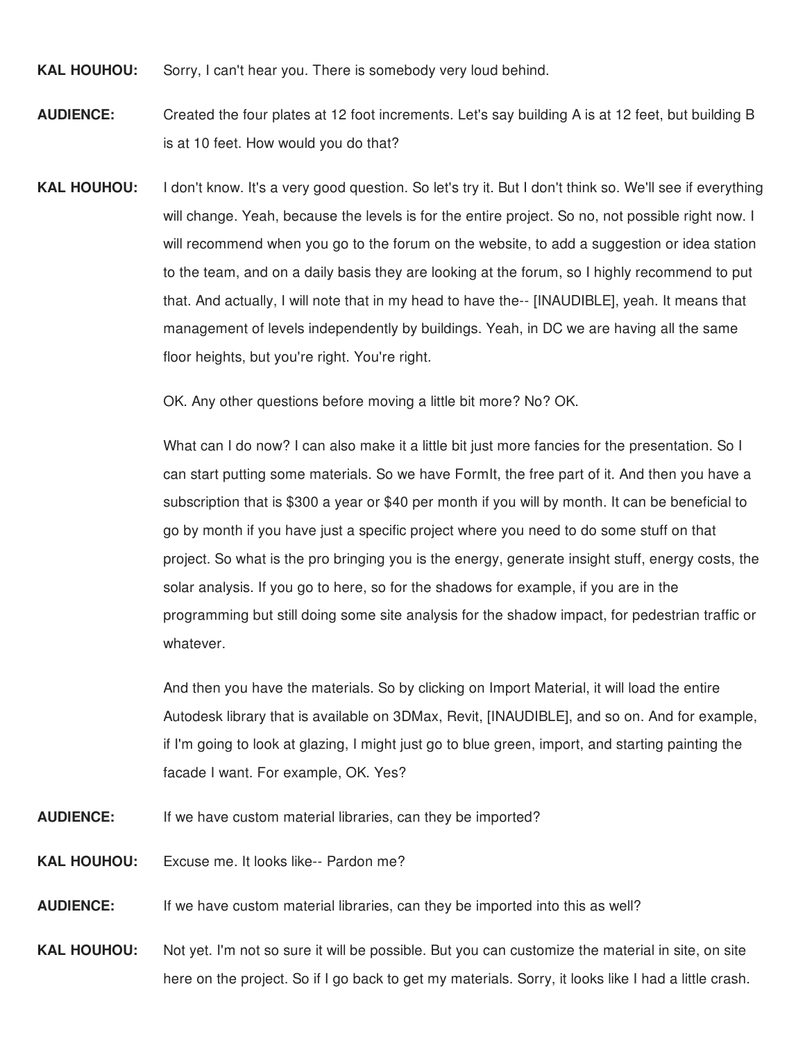**KAL HOUHOU:** Sorry, I can't hear you. There is somebody very loud behind.

**AUDIENCE:** Created the four plates at 12 foot increments. Let's say building A is at 12 feet, but building B is at 10 feet. How would you do that?

**KAL HOUHOU:** I don't know. It's a very good question. So let's try it. But I don't think so. We'll see if everything will change. Yeah, because the levels is for the entire project. So no, not possible right now. I will recommend when you go to the forum on the website, to add a suggestion or idea station to the team, and on a daily basis they are looking at the forum, so I highly recommend to put that. And actually, I will note that in my head to have the-- [INAUDIBLE], yeah. It means that management of levels independently by buildings. Yeah, in DC we are having all the same floor heights, but you're right. You're right.

OK. Any other questions before moving a little bit more? No? OK.

What can I do now? I can also make it a little bit just more fancies for the presentation. So I can start putting some materials. So we have FormIt, the free part of it. And then you have a subscription that is $300 a year or $40 per month if you will by month. It can be beneficial to go by month if you have just a specific project where you need to do some stuff on that project. So what is the pro bringing you is the energy, generate insight stuff, energy costs, the solar analysis. If you go to here, so for the shadows for example, if you are in the programming but still doing some site analysis for the shadow impact, for pedestrian traffic or whatever.

And then you have the materials. So by clicking on Import Material, it will load the entire Autodesk library that is available on 3DMax, Revit, [INAUDIBLE], and so on. And for example, if I'm going to look at glazing, I might just go to blue green, import, and starting painting the facade I want. For example, OK. Yes?

**AUDIENCE:** If we have custom material libraries, can they be imported?

**KAL HOUHOU:** Excuse me. It looks like-- Pardon me?

**AUDIENCE:** If we have custom material libraries, can they be imported into this as well?

**KAL HOUHOU:** Not yet. I'm not so sure it will be possible. But you can customize the material in site, on site here on the project. So if I go back to get my materials. Sorry, it looks like I had a little crash.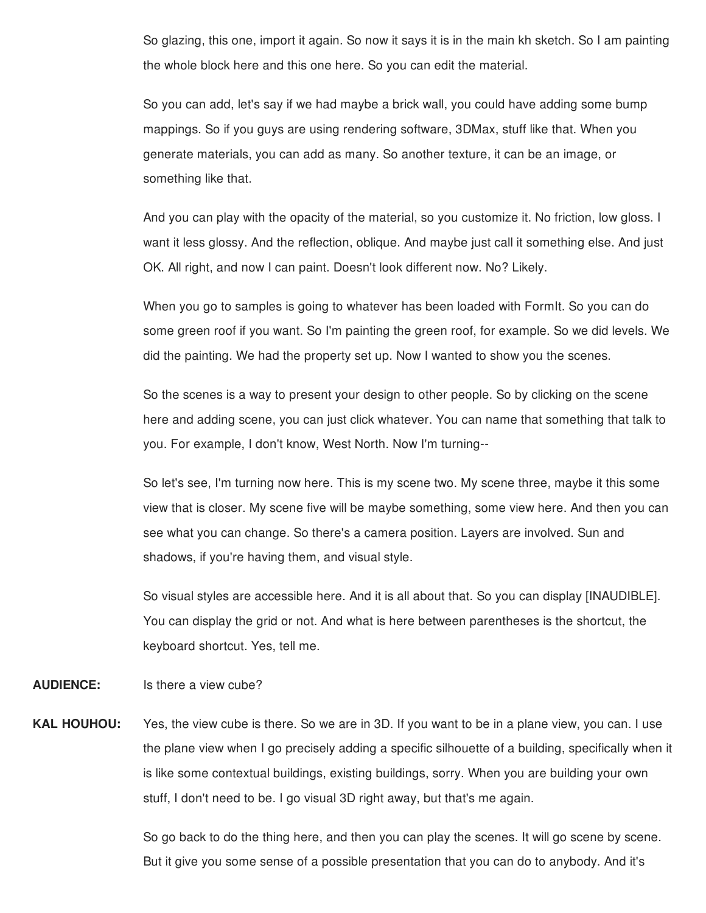So glazing, this one, import it again. So now it says it is in the main kh sketch. So I am painting the whole block here and this one here. So you can edit the material.

So you can add, let's say if we had maybe a brick wall, you could have adding some bump mappings. So if you guys are using rendering software, 3DMax, stuff like that. When you generate materials, you can add as many. So another texture, it can be an image, or something like that.

And you can play with the opacity of the material, so you customize it. No friction, low gloss. I want it less glossy. And the reflection, oblique. And maybe just call it something else. And just OK. All right, and now I can paint. Doesn't look different now. No? Likely.

When you go to samples is going to whatever has been loaded with FormIt. So you can do some green roof if you want. So I'm painting the green roof, for example. So we did levels. We did the painting. We had the property set up. Now I wanted to show you the scenes.

So the scenes is a way to present your design to other people. So by clicking on the scene here and adding scene, you can just click whatever. You can name that something that talk to you. For example, I don't know, West North. Now I'm turning--

So let's see, I'm turning now here. This is my scene two. My scene three, maybe it this some view that is closer. My scene five will be maybe something, some view here. And then you can see what you can change. So there's a camera position. Layers are involved. Sun and shadows, if you're having them, and visual style.

So visual styles are accessible here. And it is all about that. So you can display [INAUDIBLE]. You can display the grid or not. And what is here between parentheses is the shortcut, the keyboard shortcut. Yes, tell me.

**AUDIENCE:** Is there a view cube?

**KAL HOUHOU:** Yes, the view cube is there. So we are in 3D. If you want to be in a plane view, you can. I use the plane view when I go precisely adding a specific silhouette of a building, specifically when it is like some contextual buildings, existing buildings, sorry. When you are building your own stuff, I don't need to be. I go visual 3D right away, but that's me again.

So go back to do the thing here, and then you can play the scenes. It will go scene by scene. But it give you some sense of a possible presentation that you can do to anybody. And it's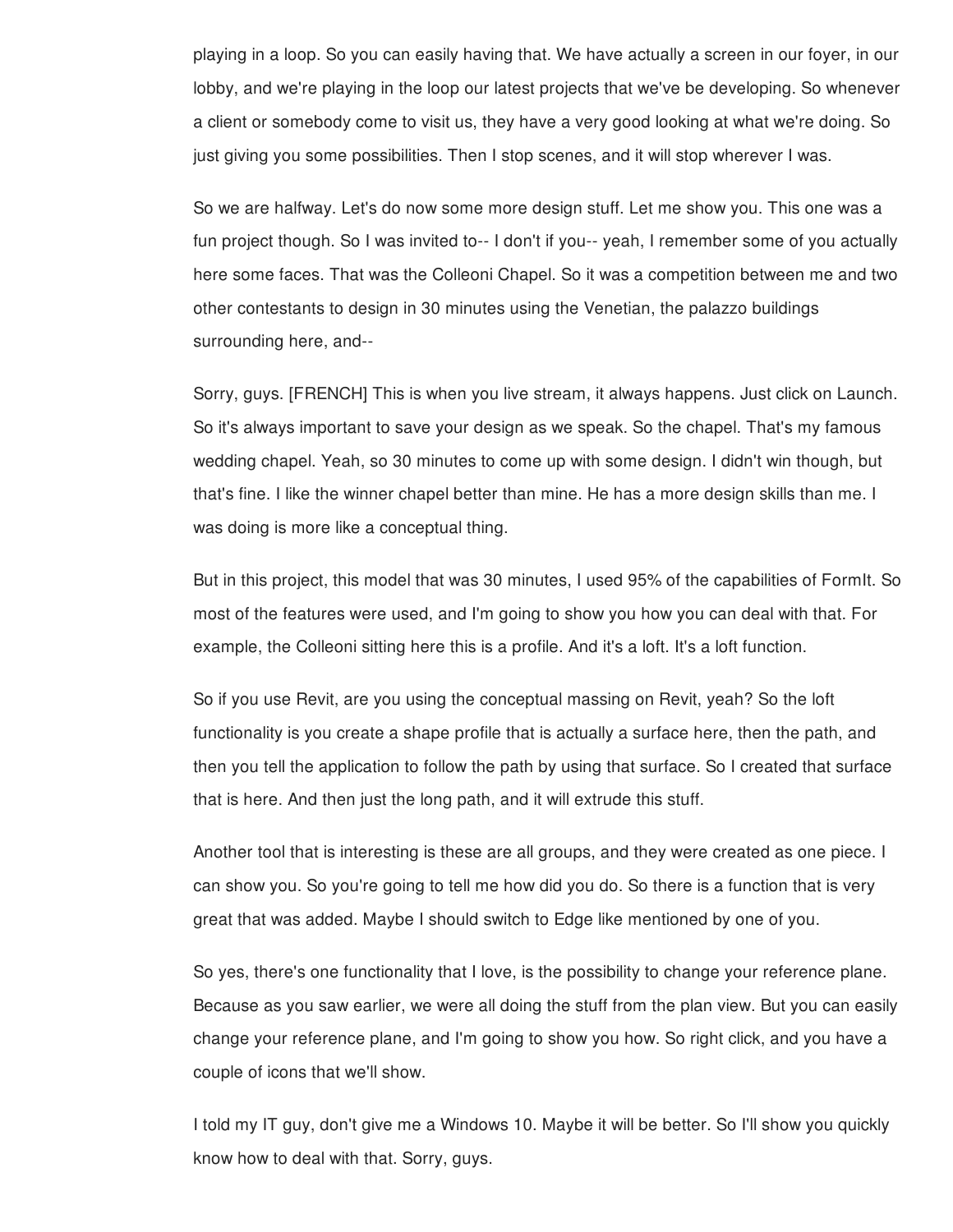playing in a loop. So you can easily having that. We have actually a screen in our foyer, in our lobby, and we're playing in the loop our latest projects that we've be developing. So whenever a client or somebody come to visit us, they have a very good looking at what we're doing. So just giving you some possibilities. Then I stop scenes, and it will stop wherever I was.

So we are halfway. Let's do now some more design stuff. Let me show you. This one was a fun project though. So I was invited to-- I don't if you-- yeah, I remember some of you actually here some faces. That was the Colleoni Chapel. So it was a competition between me and two other contestants to design in 30 minutes using the Venetian, the palazzo buildings surrounding here, and--

Sorry, guys. [FRENCH] This is when you live stream, it always happens. Just click on Launch. So it's always important to save your design as we speak. So the chapel. That's my famous wedding chapel. Yeah, so 30 minutes to come up with some design. I didn't win though, but that's fine. I like the winner chapel better than mine. He has a more design skills than me. I was doing is more like a conceptual thing.

But in this project, this model that was 30 minutes, I used 95% of the capabilities of FormIt. So most of the features were used, and I'm going to show you how you can deal with that. For example, the Colleoni sitting here this is a profile. And it's a loft. It's a loft function.

So if you use Revit, are you using the conceptual massing on Revit, yeah? So the loft functionality is you create a shape profile that is actually a surface here, then the path, and then you tell the application to follow the path by using that surface. So I created that surface that is here. And then just the long path, and it will extrude this stuff.

Another tool that is interesting is these are all groups, and they were created as one piece. I can show you. So you're going to tell me how did you do. So there is a function that is very great that was added. Maybe I should switch to Edge like mentioned by one of you.

So yes, there's one functionality that I love, is the possibility to change your reference plane. Because as you saw earlier, we were all doing the stuff from the plan view. But you can easily change your reference plane, and I'm going to show you how. So right click, and you have a couple of icons that we'll show.

I told my IT guy, don't give me a Windows 10. Maybe it will be better. So I'll show you quickly know how to deal with that. Sorry, guys.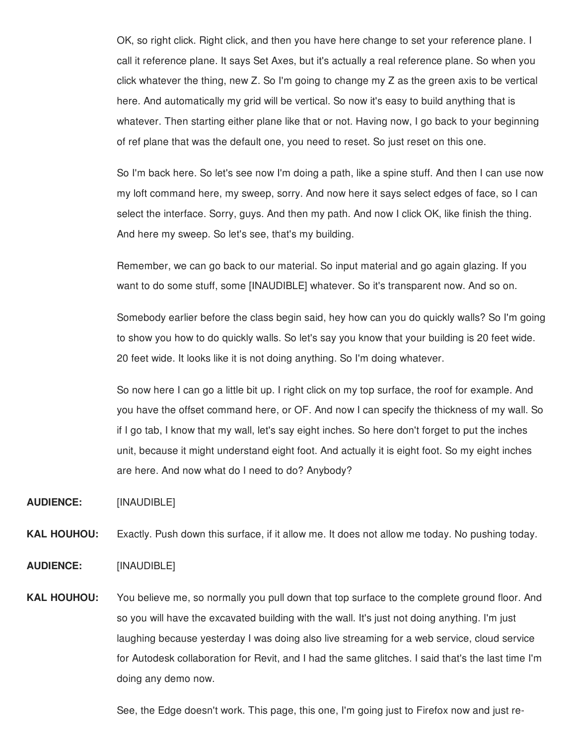OK, so right click. Right click, and then you have here change to set your reference plane. I call it reference plane. It says Set Axes, but it's actually a real reference plane. So when you click whatever the thing, new Z. So I'm going to change my Z as the green axis to be vertical here. And automatically my grid will be vertical. So now it's easy to build anything that is whatever. Then starting either plane like that or not. Having now, I go back to your beginning of ref plane that was the default one, you need to reset. So just reset on this one.

So I'm back here. So let's see now I'm doing a path, like a spine stuff. And then I can use now my loft command here, my sweep, sorry. And now here it says select edges of face, so I can select the interface. Sorry, guys. And then my path. And now I click OK, like finish the thing. And here my sweep. So let's see, that's my building.

Remember, we can go back to our material. So input material and go again glazing. If you want to do some stuff, some [INAUDIBLE] whatever. So it's transparent now. And so on.

Somebody earlier before the class begin said, hey how can you do quickly walls? So I'm going to show you how to do quickly walls. So let's say you know that your building is 20 feet wide. 20 feet wide. It looks like it is not doing anything. So I'm doing whatever.

So now here I can go a little bit up. I right click on my top surface, the roof for example. And you have the offset command here, or OF. And now I can specify the thickness of my wall. So if I go tab, I know that my wall, let's say eight inches. So here don't forget to put the inches unit, because it might understand eight foot. And actually it is eight foot. So my eight inches are here. And now what do I need to do? Anybody?

**AUDIENCE:** [INAUDIBLE]

**KAL HOUHOU:** Exactly. Push down this surface, if it allow me. It does not allow me today. No pushing today.

**AUDIENCE:** [INAUDIBLE]

**KAL HOUHOU:** You believe me, so normally you pull down that top surface to the complete ground floor. And so you will have the excavated building with the wall. It's just not doing anything. I'm just laughing because yesterday I was doing also live streaming for a web service, cloud service for Autodesk collaboration for Revit, and I had the same glitches. I said that's the last time I'm doing any demo now.

See, the Edge doesn't work. This page, this one, I'm going just to Firefox now and just re-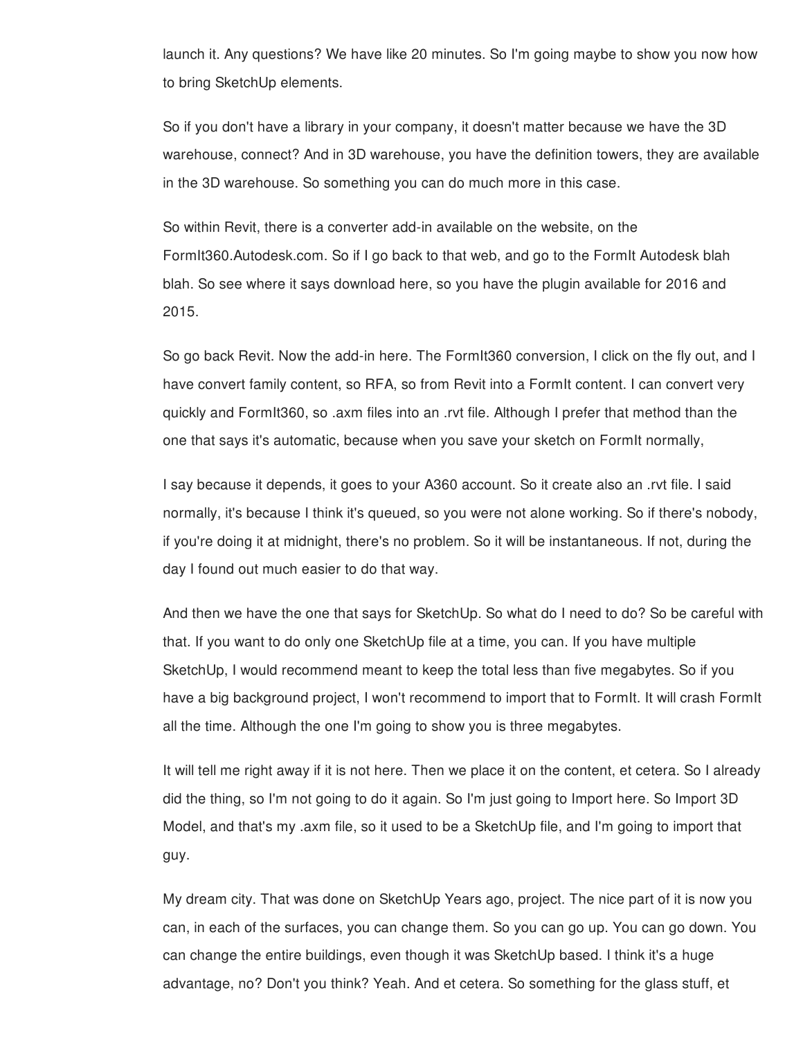launch it. Any questions? We have like 20 minutes. So I'm going maybe to show you now how to bring SketchUp elements.

So if you don't have a library in your company, it doesn't matter because we have the 3D warehouse, connect? And in 3D warehouse, you have the definition towers, they are available in the 3D warehouse. So something you can do much more in this case.

So within Revit, there is a converter add-in available on the website, on the FormIt360.Autodesk.com. So if I go back to that web, and go to the FormIt Autodesk blah blah. So see where it says download here, so you have the plugin available for 2016 and 2015.

So go back Revit. Now the add-in here. The FormIt360 conversion, I click on the fly out, and I have convert family content, so RFA, so from Revit into a FormIt content. I can convert very quickly and FormIt360, so .axm files into an .rvt file. Although I prefer that method than the one that says it's automatic, because when you save your sketch on FormIt normally,

I say because it depends, it goes to your A360 account. So it create also an .rvt file. I said normally, it's because I think it's queued, so you were not alone working. So if there's nobody, if you're doing it at midnight, there's no problem. So it will be instantaneous. If not, during the day I found out much easier to do that way.

And then we have the one that says for SketchUp. So what do I need to do? So be careful with that. If you want to do only one SketchUp file at a time, you can. If you have multiple SketchUp, I would recommend meant to keep the total less than five megabytes. So if you have a big background project, I won't recommend to import that to FormIt. It will crash FormIt all the time. Although the one I'm going to show you is three megabytes.

It will tell me right away if it is not here. Then we place it on the content, et cetera. So I already did the thing, so I'm not going to do it again. So I'm just going to Import here. So Import 3D Model, and that's my .axm file, so it used to be a SketchUp file, and I'm going to import that guy.

My dream city. That was done on SketchUp Years ago, project. The nice part of it is now you can, in each of the surfaces, you can change them. So you can go up. You can go down. You can change the entire buildings, even though it was SketchUp based. I think it's a huge advantage, no? Don't you think? Yeah. And et cetera. So something for the glass stuff, et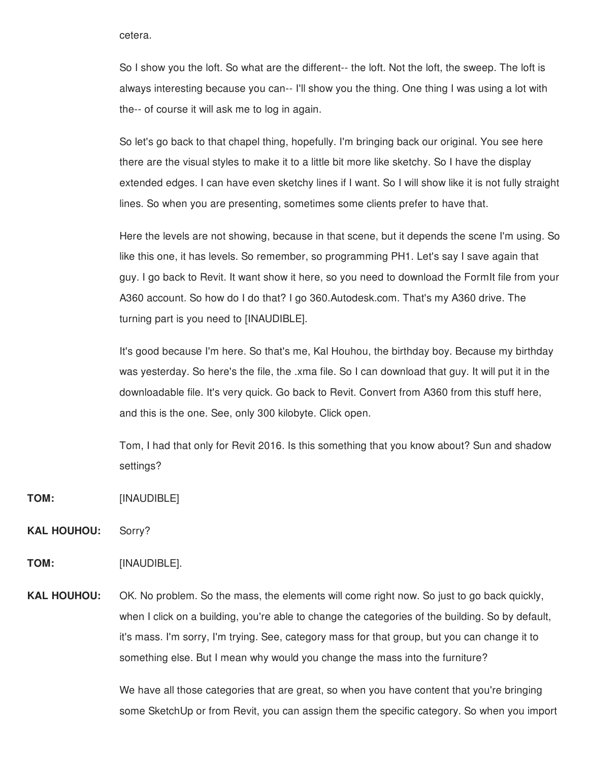cetera.

So I show you the loft. So what are the different-- the loft. Not the loft, the sweep. The loft is always interesting because you can-- I'll show you the thing. One thing I was using a lot with the-- of course it will ask me to log in again.

So let's go back to that chapel thing, hopefully. I'm bringing back our original. You see here there are the visual styles to make it to a little bit more like sketchy. So I have the display extended edges. I can have even sketchy lines if I want. So I will show like it is not fully straight lines. So when you are presenting, sometimes some clients prefer to have that.

Here the levels are not showing, because in that scene, but it depends the scene I'm using. So like this one, it has levels. So remember, so programming PH1. Let's say I save again that guy. I go back to Revit. It want show it here, so you need to download the FormIt file from your A360 account. So how do I do that? I go 360.Autodesk.com. That's my A360 drive. The turning part is you need to [INAUDIBLE].

It's good because I'm here. So that's me, Kal Houhou, the birthday boy. Because my birthday was yesterday. So here's the file, the .xma file. So I can download that guy. It will put it in the downloadable file. It's very quick. Go back to Revit. Convert from A360 from this stuff here, and this is the one. See, only 300 kilobyte. Click open.

Tom, I had that only for Revit 2016. Is this something that you know about? Sun and shadow settings?

**TOM:** [INAUDIBLE]

**KAL HOUHOU:** Sorry?

**TOM:** [INAUDIBLE].

**KAL HOUHOU:** OK. No problem. So the mass, the elements will come right now. So just to go back quickly, when I click on a building, you're able to change the categories of the building. So by default, it's mass. I'm sorry, I'm trying. See, category mass for that group, but you can change it to something else. But I mean why would you change the mass into the furniture?

We have all those categories that are great, so when you have content that you're bringing some SketchUp or from Revit, you can assign them the specific category. So when you import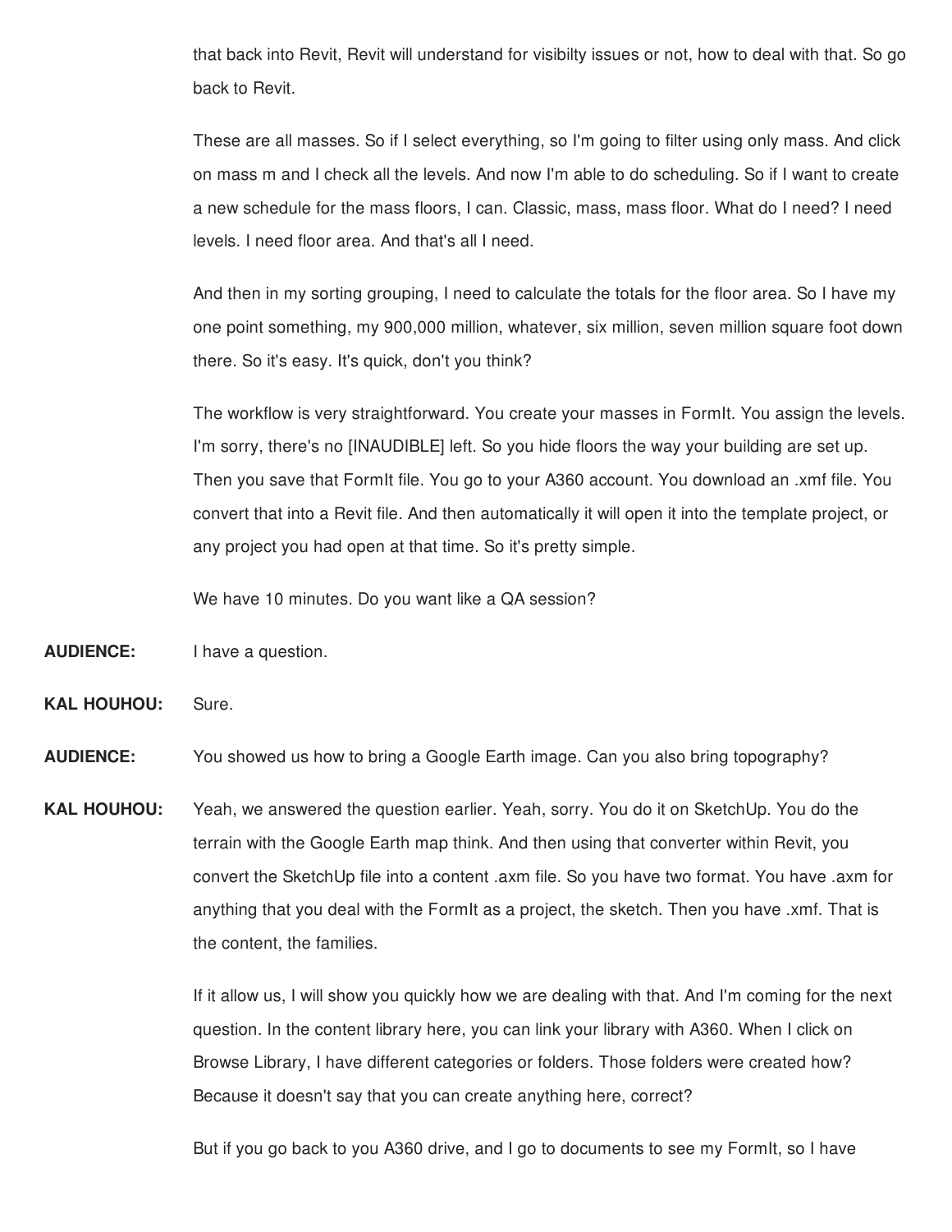that back into Revit, Revit will understand for visibilty issues or not, how to deal with that. So go back to Revit.

These are all masses. So if I select everything, so I'm going to filter using only mass. And click on mass m and I check all the levels. And now I'm able to do scheduling. So if I want to create a new schedule for the mass floors, I can. Classic, mass, mass floor. What do I need? I need levels. I need floor area. And that's all I need.

And then in my sorting grouping, I need to calculate the totals for the floor area. So I have my one point something, my 900,000 million, whatever, six million, seven million square foot down there. So it's easy. It's quick, don't you think?

The workflow is very straightforward. You create your masses in FormIt. You assign the levels. I'm sorry, there's no [INAUDIBLE] left. So you hide floors the way your building are set up. Then you save that FormIt file. You go to your A360 account. You download an .xmf file. You convert that into a Revit file. And then automatically it will open it into the template project, or any project you had open at that time. So it's pretty simple.

We have 10 minutes. Do you want like a QA session?

**AUDIENCE:** I have a question.

**KAL HOUHOU:** Sure.

**AUDIENCE:** You showed us how to bring a Google Earth image. Can you also bring topography?

**KAL HOUHOU:** Yeah, we answered the question earlier. Yeah, sorry. You do it on SketchUp. You do the terrain with the Google Earth map think. And then using that converter within Revit, you convert the SketchUp file into a content .axm file. So you have two format. You have .axm for anything that you deal with the FormIt as a project, the sketch. Then you have .xmf. That is the content, the families.

If it allow us, I will show you quickly how we are dealing with that. And I'm coming for the next question. In the content library here, you can link your library with A360. When I click on Browse Library, I have different categories or folders. Those folders were created how? Because it doesn't say that you can create anything here, correct?

But if you go back to you A360 drive, and I go to documents to see my FormIt, so I have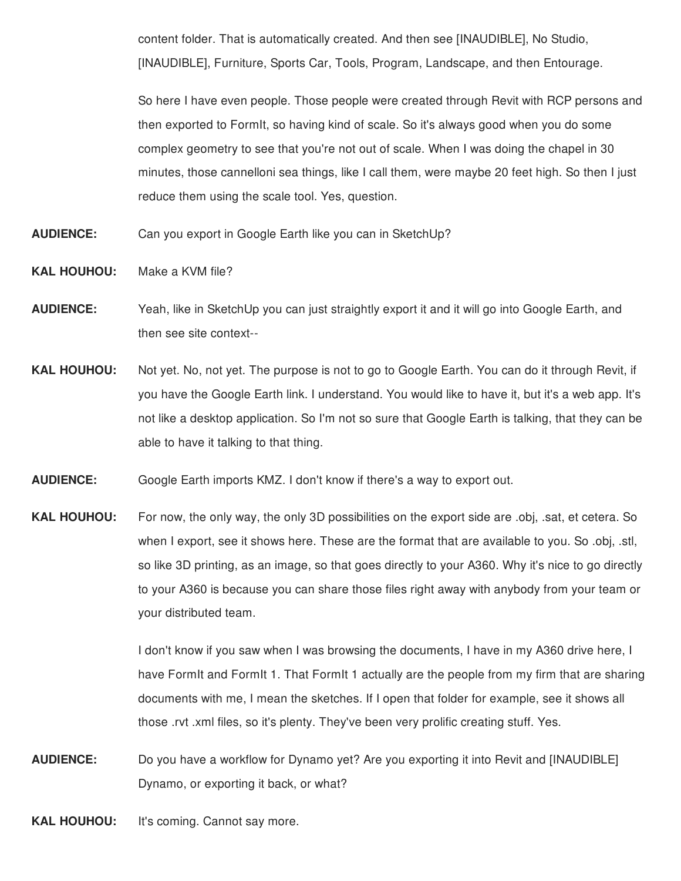content folder. That is automatically created. And then see [INAUDIBLE], No Studio, [INAUDIBLE], Furniture, Sports Car, Tools, Program, Landscape, and then Entourage.

So here I have even people. Those people were created through Revit with RCP persons and then exported to FormIt, so having kind of scale. So it's always good when you do some complex geometry to see that you're not out of scale. When I was doing the chapel in 30 minutes, those cannelloni sea things, like I call them, were maybe 20 feet high. So then I just reduce them using the scale tool. Yes, question.

**AUDIENCE:** Can you export in Google Earth like you can in SketchUp?

**KAL HOUHOU:** Make a KVM file?

**AUDIENCE:** Yeah, like in SketchUp you can just straightly export it and it will go into Google Earth, and then see site context--

**KAL HOUHOU:** Not yet. No, not yet. The purpose is not to go to Google Earth. You can do it through Revit, if you have the Google Earth link. I understand. You would like to have it, but it's a web app. It's not like a desktop application. So I'm not so sure that Google Earth is talking, that they can be able to have it talking to that thing.

**AUDIENCE:** Google Earth imports KMZ. I don't know if there's a way to export out.

**KAL HOUHOU:** For now, the only way, the only 3D possibilities on the export side are .obj, .sat, et cetera. So when I export, see it shows here. These are the format that are available to you. So .obj, .stl, so like 3D printing, as an image, so that goes directly to your A360. Why it's nice to go directly to your A360 is because you can share those files right away with anybody from your team or your distributed team.

I don't know if you saw when I was browsing the documents, I have in my A360 drive here, I have FormIt and FormIt 1. That FormIt 1 actually are the people from my firm that are sharing documents with me, I mean the sketches. If I open that folder for example, see it shows all those .rvt .xml files, so it's plenty. They've been very prolific creating stuff. Yes.

**AUDIENCE:** Do you have a workflow for Dynamo yet? Are you exporting it into Revit and [INAUDIBLE] Dynamo, or exporting it back, or what?

**KAL HOUHOU:** It's coming. Cannot say more.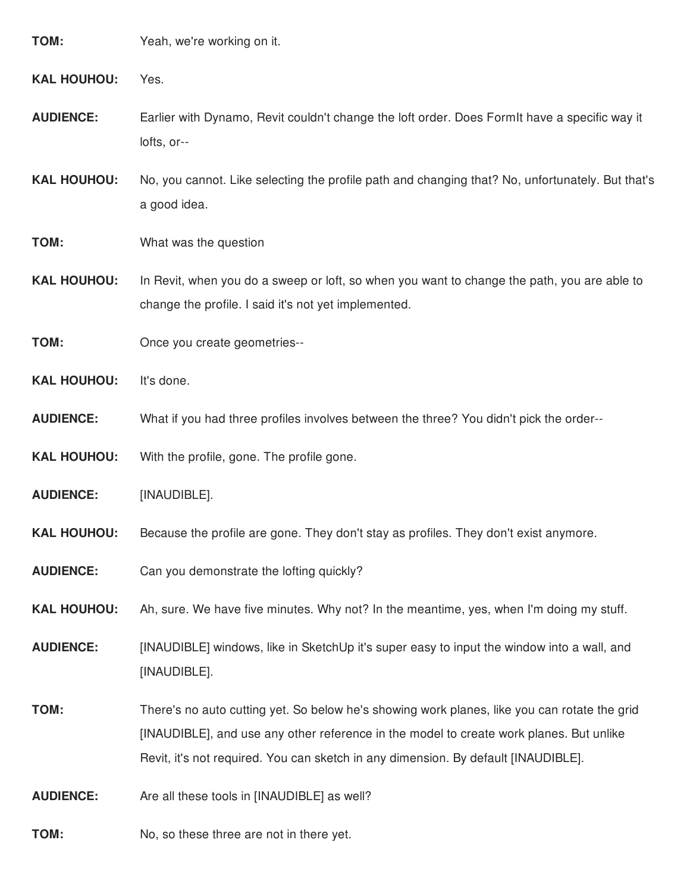**TOM:** Yeah, we're working on it.

**KAL HOUHOU:** Yes.

**AUDIENCE:** Earlier with Dynamo, Revit couldn't change the loft order. Does FormIt have a specific way it lofts, or--

**KAL HOUHOU:** No, you cannot. Like selecting the profile path and changing that? No, unfortunately. But that's a good idea.

**TOM:** What was the question

**KAL HOUHOU:** In Revit, when you do a sweep or loft, so when you want to change the path, you are able to change the profile. I said it's not yet implemented.

**TOM:** Once you create geometries--

**KAL HOUHOU:** It's done.

**AUDIENCE:** What if you had three profiles involves between the three? You didn't pick the order--

**KAL HOUHOU:** With the profile, gone. The profile gone.

**AUDIENCE:** [INAUDIBLE].

**KAL HOUHOU:** Because the profile are gone. They don't stay as profiles. They don't exist anymore.

**AUDIENCE:** Can you demonstrate the lofting quickly?

**KAL HOUHOU:** Ah, sure. We have five minutes. Why not? In the meantime, yes, when I'm doing my stuff.

**AUDIENCE:** [INAUDIBLE] windows, like in SketchUp it's super easy to input the window into a wall, and [INAUDIBLE].

**TOM:** There's no auto cutting yet. So below he's showing work planes, like you can rotate the grid [INAUDIBLE], and use any other reference in the model to create work planes. But unlike Revit, it's not required. You can sketch in any dimension. By default [INAUDIBLE].

**AUDIENCE:** Are all these tools in [INAUDIBLE] as well?

**TOM:** No, so these three are not in there yet.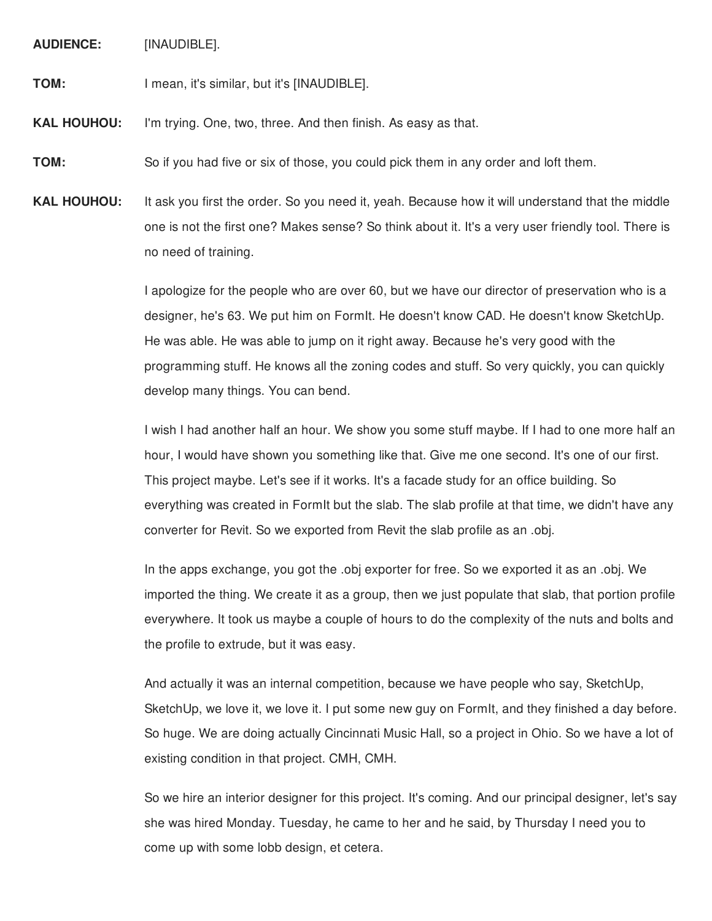**AUDIENCE:** [INAUDIBLE].

**TOM:** I mean, it's similar, but it's [INAUDIBLE].

**KAL HOUHOU:** I'm trying. One, two, three. And then finish. As easy as that.

**TOM:** So if you had five or six of those, you could pick them in any order and loft them.

**KAL HOUHOU:** It ask you first the order. So you need it, yeah. Because how it will understand that the middle one is not the first one? Makes sense? So think about it. It's a very user friendly tool. There is no need of training.

I apologize for the people who are over 60, but we have our director of preservation who is a designer, he's 63. We put him on FormIt. He doesn't know CAD. He doesn't know SketchUp. He was able. He was able to jump on it right away. Because he's very good with the programming stuff. He knows all the zoning codes and stuff. So very quickly, you can quickly develop many things. You can bend.

I wish I had another half an hour. We show you some stuff maybe. If I had to one more half an hour, I would have shown you something like that. Give me one second. It's one of our first. This project maybe. Let's see if it works. It's a facade study for an office building. So everything was created in FormIt but the slab. The slab profile at that time, we didn't have any converter for Revit. So we exported from Revit the slab profile as an .obj.

In the apps exchange, you got the .obj exporter for free. So we exported it as an .obj. We imported the thing. We create it as a group, then we just populate that slab, that portion profile everywhere. It took us maybe a couple of hours to do the complexity of the nuts and bolts and the profile to extrude, but it was easy.

And actually it was an internal competition, because we have people who say, SketchUp, SketchUp, we love it, we love it. I put some new guy on FormIt, and they finished a day before. So huge. We are doing actually Cincinnati Music Hall, so a project in Ohio. So we have a lot of existing condition in that project. CMH, CMH.

So we hire an interior designer for this project. It's coming. And our principal designer, let's say she was hired Monday. Tuesday, he came to her and he said, by Thursday I need you to come up with some lobb design, et cetera.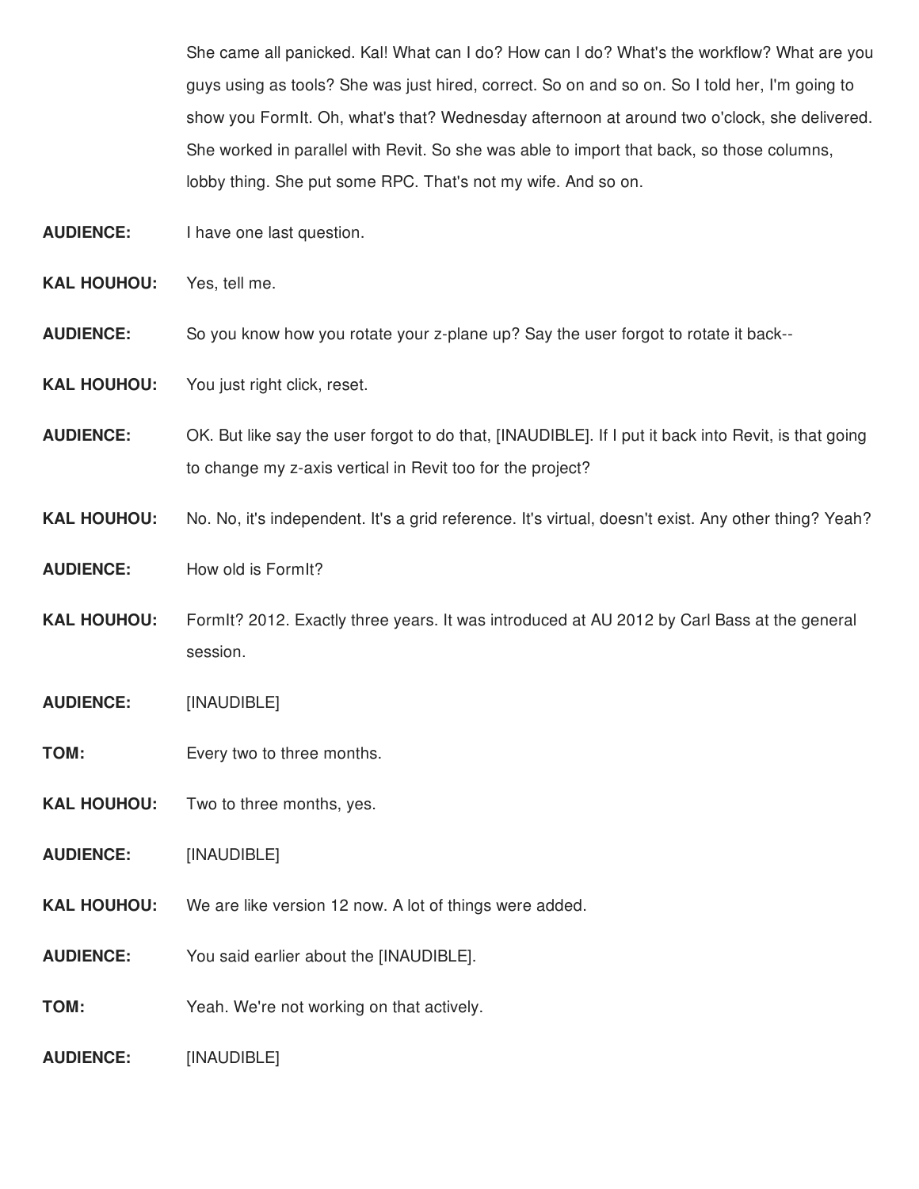She came all panicked. Kal! What can I do? How can I do? What's the workflow? What are you guys using as tools? She was just hired, correct. So on and so on. So I told her, I'm going to show you FormIt. Oh, what's that? Wednesday afternoon at around two o'clock, she delivered. She worked in parallel with Revit. So she was able to import that back, so those columns, lobby thing. She put some RPC. That's not my wife. And so on.

**AUDIENCE:** I have one last question.

**KAL HOUHOU:** Yes, tell me.

**AUDIENCE:** So you know how you rotate your z-plane up? Say the user forgot to rotate it back--

**KAL HOUHOU:** You just right click, reset.

**AUDIENCE:** OK. But like say the user forgot to do that, [INAUDIBLE]. If I put it back into Revit, is that going to change my z-axis vertical in Revit too for the project?

**KAL HOUHOU:** No. No, it's independent. It's a grid reference. It's virtual, doesn't exist. Any other thing? Yeah?

**AUDIENCE:** How old is FormIt?

**KAL HOUHOU:** FormIt? 2012. Exactly three years. It was introduced at AU 2012 by Carl Bass at the general session.

**AUDIENCE:** [INAUDIBLE]

**TOM:** Every two to three months.

**KAL HOUHOU:** Two to three months, yes.

**AUDIENCE:** [INAUDIBLE]

**KAL HOUHOU:** We are like version 12 now. A lot of things were added.

**AUDIENCE:** You said earlier about the [INAUDIBLE].

**TOM:** Yeah. We're not working on that actively.

**AUDIENCE:** [INAUDIBLE]